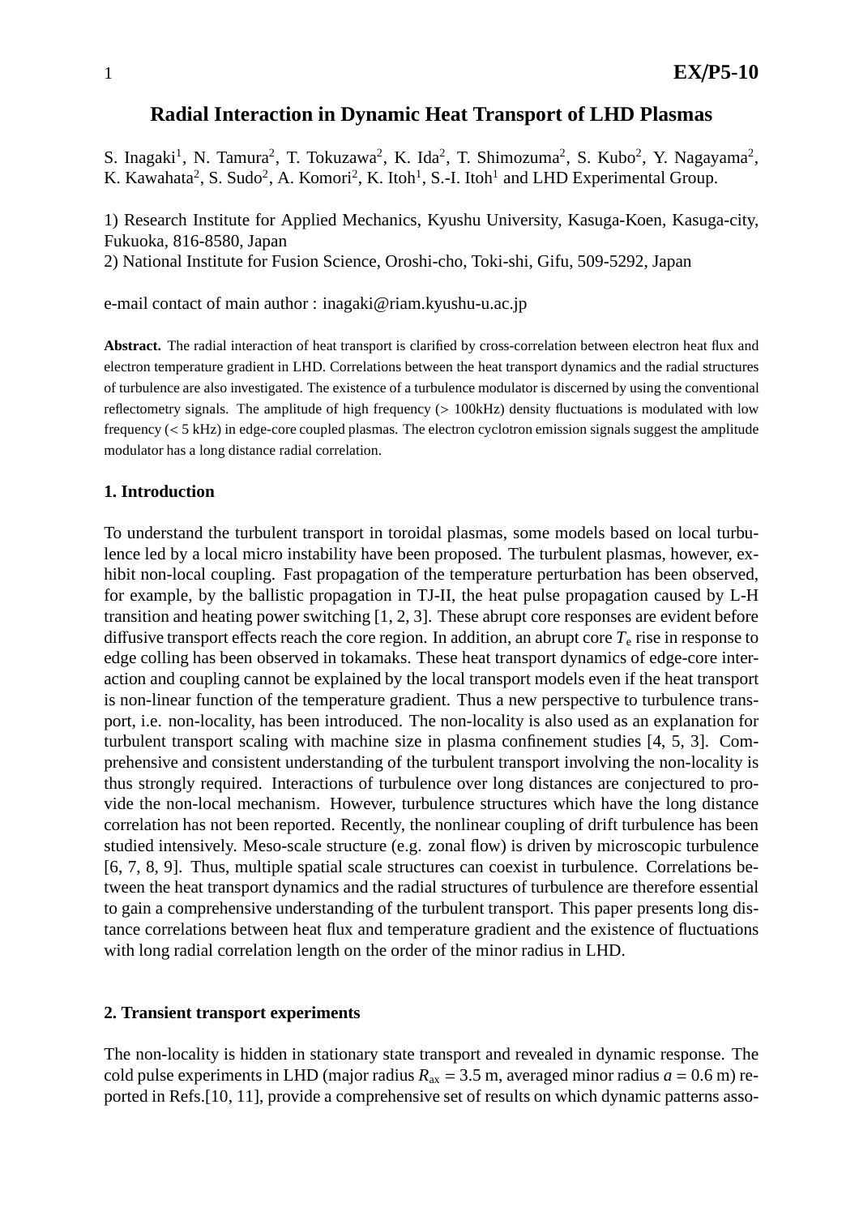# Radial Interaction in Dynamic Heat Transport of LHD Plasmas

S. Inagaki[1], N. Tamura[2], T. Tokuzawa[2], K. Ida[2], T. Shimozuma[2], S. Kubo[2], Y. Nagayama[2], K. Kawahata[2], S. Sudo[2], A. Komori[2], K. Itoh[1], S.-I. Itoh[1] and LHD Experimental Group.

1) Research Institute for Applied Mechanics, Kyushu University, Kasuga-Koen, Kasuga-city, Fukuoka, 816-8580, Japan
2) National Institute for Fusion Science, Oroshi-cho, Toki-shi, Gifu, 509-5292, Japan

e-mail contact of main author : inagaki@riam.kyushu-u.ac.jp

**Abstract.** The radial interaction of heat transport is clarified by cross-correlation between electron heat flux and electron temperature gradient in LHD. Correlations between the heat transport dynamics and the radial structures of turbulence are also investigated. The existence of a turbulence modulator is discerned by using the conventional reflectometry signals. The amplitude of high frequency (> 100kHz) density fluctuations is modulated with low frequency (< 5 kHz) in edge-core coupled plasmas. The electron cyclotron emission signals suggest the amplitude modulator has a long distance radial correlation.

## 1. Introduction

To understand the turbulent transport in toroidal plasmas, some models based on local turbulence led by a local micro instability have been proposed. The turbulent plasmas, however, exhibit non-local coupling. Fast propagation of the temperature perturbation has been observed, for example, by the ballistic propagation in TJ-II, the heat pulse propagation caused by L-H transition and heating power switching [1, 2, 3]. These abrupt core responses are evident before diffusive transport effects reach the core region. In addition, an abrupt core $T_e$ rise in response to edge colling has been observed in tokamaks. These heat transport dynamics of edge-core interaction and coupling cannot be explained by the local transport models even if the heat transport is non-linear function of the temperature gradient. Thus a new perspective to turbulence transport, i.e. non-locality, has been introduced. The non-locality is also used as an explanation for turbulent transport scaling with machine size in plasma confinement studies [4, 5, 3]. Comprehensive and consistent understanding of the turbulent transport involving the non-locality is thus strongly required. Interactions of turbulence over long distances are conjectured to provide the non-local mechanism. However, turbulence structures which have the long distance correlation has not been reported. Recently, the nonlinear coupling of drift turbulence has been studied intensively. Meso-scale structure (e.g. zonal flow) is driven by microscopic turbulence [6, 7, 8, 9]. Thus, multiple spatial scale structures can coexist in turbulence. Correlations between the heat transport dynamics and the radial structures of turbulence are therefore essential to gain a comprehensive understanding of the turbulent transport. This paper presents long distance correlations between heat flux and temperature gradient and the existence of fluctuations with long radial correlation length on the order of the minor radius in LHD.

## 2. Transient transport experiments

The non-locality is hidden in stationary state transport and revealed in dynamic response. The cold pulse experiments in LHD (major radius $R_{ax}$ = 3.5 m, averaged minor radius $a$ = 0.6 m) reported in Refs.[10, 11], provide a comprehensive set of results on which dynamic patterns asso-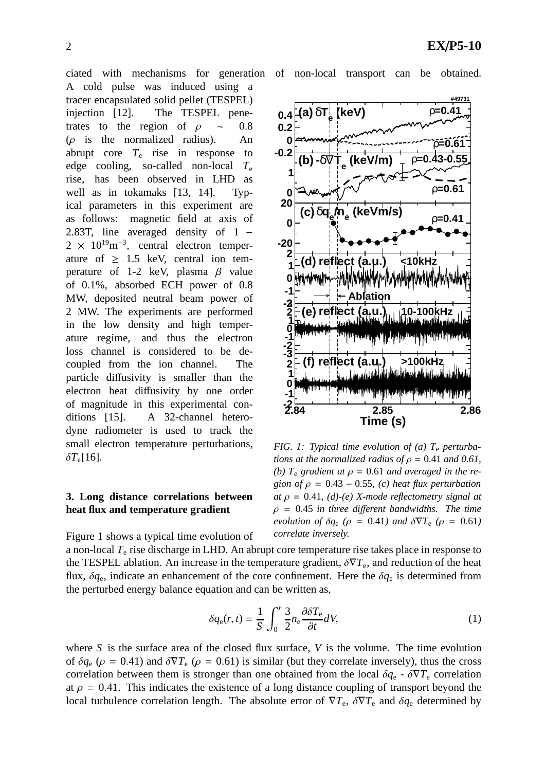ciated with mechanisms for generation of non-local transport can be obtained. A cold pulse was induced using a tracer encapsulated solid pellet (TESPEL) injection [12]. The TESPEL penetrates to the region of $\rho \sim 0.8$ ($\rho$ is the normalized radius). An abrupt core $T_e$ rise in response to edge cooling, so-called non-local $T_e$ rise, has been observed in LHD as well as in tokamaks [13, 14]. Typical parameters in this experiment are as follows: magnetic field at axis of 2.83T, line averaged density of $1 - 2 \times 10^{19} \mathrm{m}^{-3}$, central electron temperature of $\geq 1.5$ keV, central ion temperature of 1-2 keV, plasma $\beta$ value of 0.1%, absorbed ECH power of 0.8 MW, deposited neutral beam power of 2 MW. The experiments are performed in the low density and high temperature regime, and thus the electron loss channel is considered to be decoupled from the ion channel. The particle diffusivity is smaller than the electron heat diffusivity by one order of magnitude in this experimental conditions [15]. A 32-channel heterodyne radiometer is used to track the small electron temperature perturbations, $\delta T_e$[16].

*FIG. 1: Typical time evolution of (a) $T_e$ perturbations at the normalized radius of $\rho = 0.41$ and 0.61, (b) $T_e$ gradient at $\rho = 0.61$ and averaged in the region of $\rho = 0.43 - 0.55$, (c) heat flux perturbation at $\rho = 0.41$, (d)-(e) X-mode reflectometry signal at $\rho = 0.45$ in three different bandwidths. The time evolution of $\delta q_e$ ($\rho = 0.41$) and $\delta \nabla T_e$ ($\rho = 0.61$) correlate inversely.*

### 3. Long distance correlations between heat flux and temperature gradient

Figure 1 shows a typical time evolution of a non-local $T_e$ rise discharge in LHD. An abrupt core temperature rise takes place in response to the TESPEL ablation. An increase in the temperature gradient, $\delta \nabla T_e$, and reduction of the heat flux, $\delta q_e$, indicate an enhancement of the core confinement. Here the $\delta q_e$ is determined from the perturbed energy balance equation and can be written as,

$$\delta q_e(r, t) = \frac{1}{S} \int_0^r \frac{3}{2} n_e \frac{\partial \delta T_e}{\partial t} dV, \tag{1}$$

where $S$ is the surface area of the closed flux surface, $V$ is the volume. The time evolution of $\delta q_e$ ($\rho = 0.41$) and $\delta \nabla T_e$ ($\rho = 0.61$) is similar (but they correlate inversely), thus the cross correlation between them is stronger than one obtained from the local $\delta q_e$ - $\delta \nabla T_e$ correlation at $\rho = 0.41$. This indicates the existence of a long distance coupling of transport beyond the local turbulence correlation length. The absolute error of $\nabla T_e$, $\delta \nabla T_e$ and $\delta q_e$ determined by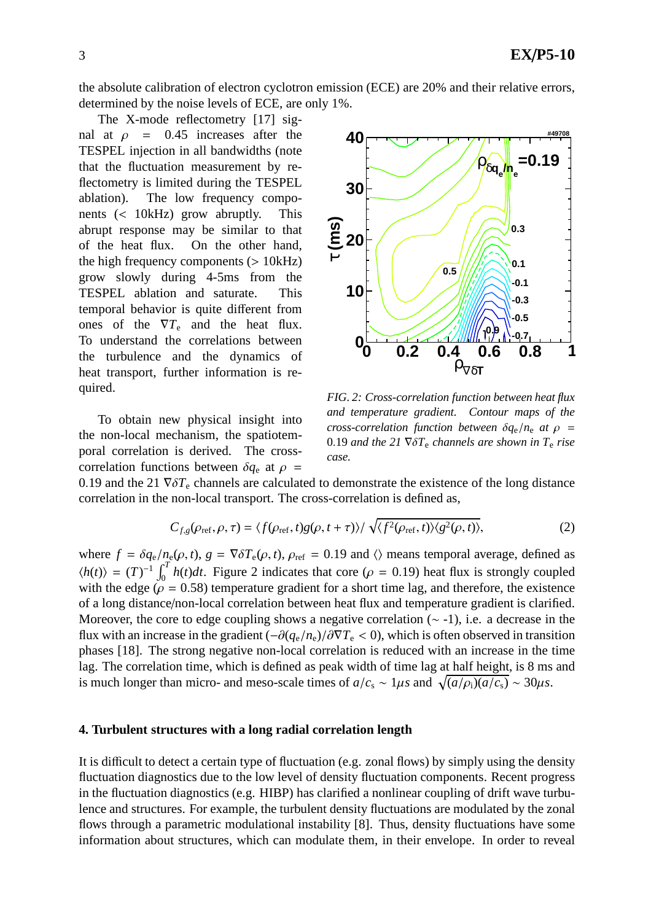the absolute calibration of electron cyclotron emission (ECE) are 20% and their relative errors, determined by the noise levels of ECE, are only 1%.

The X-mode reflectometry [17] signal at $\rho = 0.45$ increases after the TESPEL injection in all bandwidths (note that the fluctuation measurement by reflectometry is limited during the TESPEL ablation). The low frequency components (< 10kHz) grow abruptly. This abrupt response may be similar to that of the heat flux. On the other hand, the high frequency components (> 10kHz) grow slowly during 4-5ms from the TESPEL ablation and saturate. This temporal behavior is quite different from ones of the $\nabla T_e$ and the heat flux. To understand the correlations between the turbulence and the dynamics of heat transport, further information is required.

*FIG. 2: Cross-correlation function between heat flux and temperature gradient. Contour maps of the cross-correlation function between $\delta q_e/n_e$ at $\rho = 0.19$ and the 21 $\nabla \delta T_e$ channels are shown in $T_e$ rise case.*

To obtain new physical insight into the non-local mechanism, the spatiotemporal correlation is derived. The cross-correlation functions between $\delta q_e$ at $\rho = 0.19$ and the 21 $\nabla \delta T_e$ channels are calculated to demonstrate the existence of the long distance correlation in the non-local transport. The cross-correlation is defined as,

$$C_{f,g}(\rho_{\mathrm{ref}}, \rho, \tau) = \langle f(\rho_{\mathrm{ref}}, t) g(\rho, t+\tau) \rangle / \sqrt{\langle f^2(\rho_{\mathrm{ref}}, t) \rangle \langle g^2(\rho, t) \rangle}, \tag{2}$$

where $f = \delta q_e/n_e(\rho, t)$, $g = \nabla \delta T_e(\rho, t)$, $\rho_{\mathrm{ref}} = 0.19$ and $\langle\rangle$ means temporal average, defined as $\langle h(t) \rangle = (T)^{-1} \int_0^T h(t) dt$. Figure 2 indicates that core ($\rho = 0.19$) heat flux is strongly coupled with the edge ($\rho = 0.58$) temperature gradient for a short time lag, and therefore, the existence of a long distance/non-local correlation between heat flux and temperature gradient is clarified. Moreover, the core to edge coupling shows a negative correlation (~ -1), i.e. a decrease in the flux with an increase in the gradient ($-\partial(q_e/n_e)/\partial \nabla T_e < 0$), which is often observed in transition phases [18]. The strong negative non-local correlation is reduced with an increase in the time lag. The correlation time, which is defined as peak width of time lag at half height, is 8 ms and is much longer than micro- and meso-scale times of $a/c_s \sim 1\mu s$ and $\sqrt{(a/\rho_i)(a/c_s)} \sim 30\mu s$.

## 4. Turbulent structures with a long radial correlation length

It is difficult to detect a certain type of fluctuation (e.g. zonal flows) by simply using the density fluctuation diagnostics due to the low level of density fluctuation components. Recent progress in the fluctuation diagnostics (e.g. HIBP) has clarified a nonlinear coupling of drift wave turbulence and structures. For example, the turbulent density fluctuations are modulated by the zonal flows through a parametric modulational instability [8]. Thus, density fluctuations have some information about structures, which can modulate them, in their envelope. In order to reveal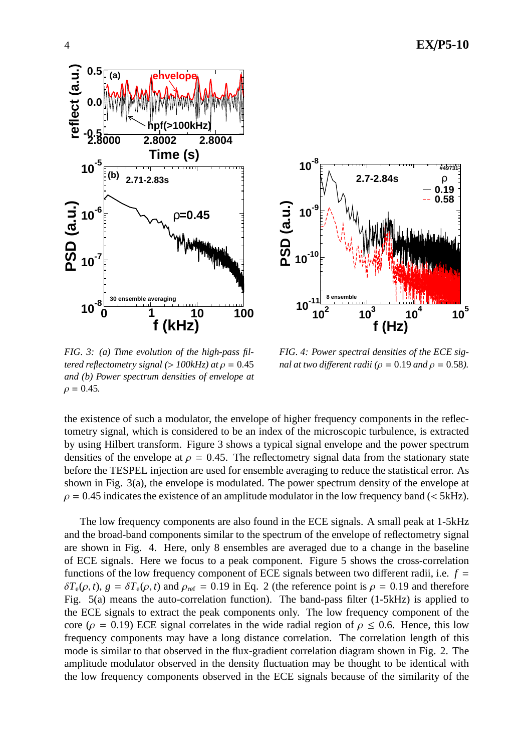FIG. 3: (a) Time evolution of the high-pass filtered reflectometry signal (> 100kHz) at $\rho = 0.45$ and (b) Power spectrum densities of envelope at $\rho = 0.45$.

FIG. 4: Power spectral densities of the ECE signal at two different radii ($\rho = 0.19$ and $\rho = 0.58$).

the existence of such a modulator, the envelope of higher frequency components in the reflectometry signal, which is considered to be an index of the microscopic turbulence, is extracted by using Hilbert transform. Figure 3 shows a typical signal envelope and the power spectrum densities of the envelope at $\rho = 0.45$. The reflectometry signal data from the stationary state before the TESPEL injection are used for ensemble averaging to reduce the statistical error. As shown in Fig. 3(a), the envelope is modulated. The power spectrum density of the envelope at $\rho = 0.45$ indicates the existence of an amplitude modulator in the low frequency band (< 5kHz).

The low frequency components are also found in the ECE signals. A small peak at 1-5kHz and the broad-band components similar to the spectrum of the envelope of reflectometry signal are shown in Fig. 4. Here, only 8 ensembles are averaged due to a change in the baseline of ECE signals. Here we focus to a peak component. Figure 5 shows the cross-correlation functions of the low frequency component of ECE signals between two different radii, i.e. $f = \delta T_e(\rho, t)$, $g = \delta T_e(\rho, t)$ and $\rho_{ref} = 0.19$ in Eq. 2 (the reference point is $\rho = 0.19$ and therefore Fig. 5(a) means the auto-correlation function). The band-pass filter (1-5kHz) is applied to the ECE signals to extract the peak components only. The low frequency component of the core ($\rho = 0.19$) ECE signal correlates in the wide radial region of $\rho \leq 0.6$. Hence, this low frequency components may have a long distance correlation. The correlation length of this mode is similar to that observed in the flux-gradient correlation diagram shown in Fig. 2. The amplitude modulator observed in the density fluctuation may be thought to be identical with the low frequency components observed in the ECE signals because of the similarity of the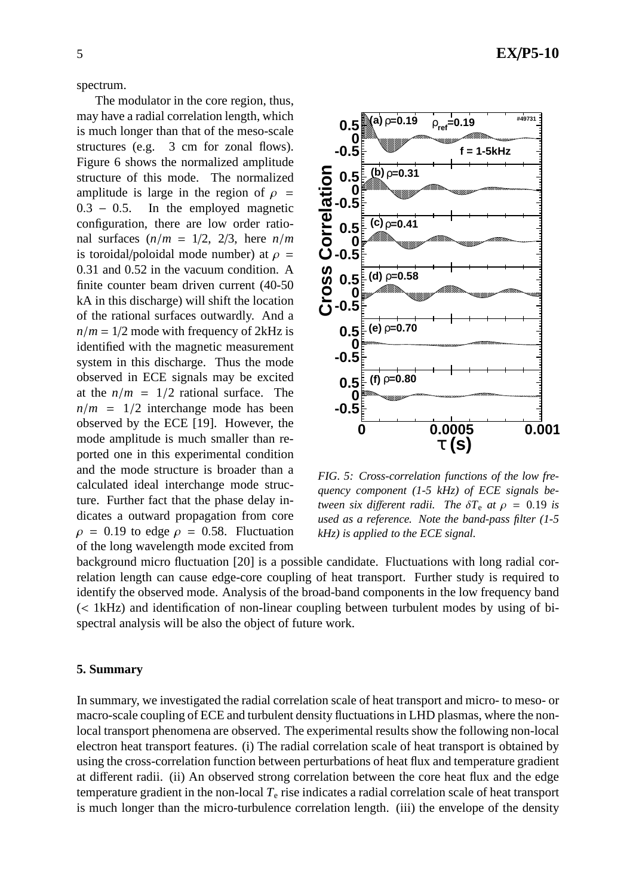spectrum.

The modulator in the core region, thus, may have a radial correlation length, which is much longer than that of the meso-scale structures (e.g. 3 cm for zonal flows). Figure 6 shows the normalized amplitude structure of this mode. The normalized amplitude is large in the region of $\rho = 0.3 - 0.5$. In the employed magnetic configuration, there are low order rational surfaces ($n/m = 1/2$, $2/3$, here $n/m$ is toroidal/poloidal mode number) at $\rho = 0.31$ and 0.52 in the vacuum condition. A finite counter beam driven current (40-50 kA in this discharge) will shift the location of the rational surfaces outwardly. And a $n/m = 1/2$ mode with frequency of 2kHz is identified with the magnetic measurement system in this discharge. Thus the mode observed in ECE signals may be excited at the $n/m = 1/2$ rational surface. The $n/m = 1/2$ interchange mode has been observed by the ECE [19]. However, the mode amplitude is much smaller than reported one in this experimental condition and the mode structure is broader than a calculated ideal interchange mode structure. Further fact that the phase delay indicates a outward propagation from core $\rho = 0.19$ to edge $\rho = 0.58$. Fluctuation of the long wavelength mode excited from background micro fluctuation [20] is a possible candidate. Fluctuations with long radial correlation length can cause edge-core coupling of heat transport. Further study is required to identify the observed mode. Analysis of the broad-band components in the low frequency band (< 1kHz) and identification of non-linear coupling between turbulent modes by using of bi-spectral analysis will be also the object of future work.

*FIG. 5: Cross-correlation functions of the low frequency component (1-5 kHz) of ECE signals between six different radii. The $\delta T_e$ at $\rho = 0.19$ is used as a reference. Note the band-pass filter (1-5 kHz) is applied to the ECE signal.*

## 5. Summary

In summary, we investigated the radial correlation scale of heat transport and micro- to meso- or macro-scale coupling of ECE and turbulent density fluctuations in LHD plasmas, where the non-local transport phenomena are observed. The experimental results show the following non-local electron heat transport features. (i) The radial correlation scale of heat transport is obtained by using the cross-correlation function between perturbations of heat flux and temperature gradient at different radii. (ii) An observed strong correlation between the core heat flux and the edge temperature gradient in the non-local $T_e$ rise indicates a radial correlation scale of heat transport is much longer than the micro-turbulence correlation length. (iii) the envelope of the density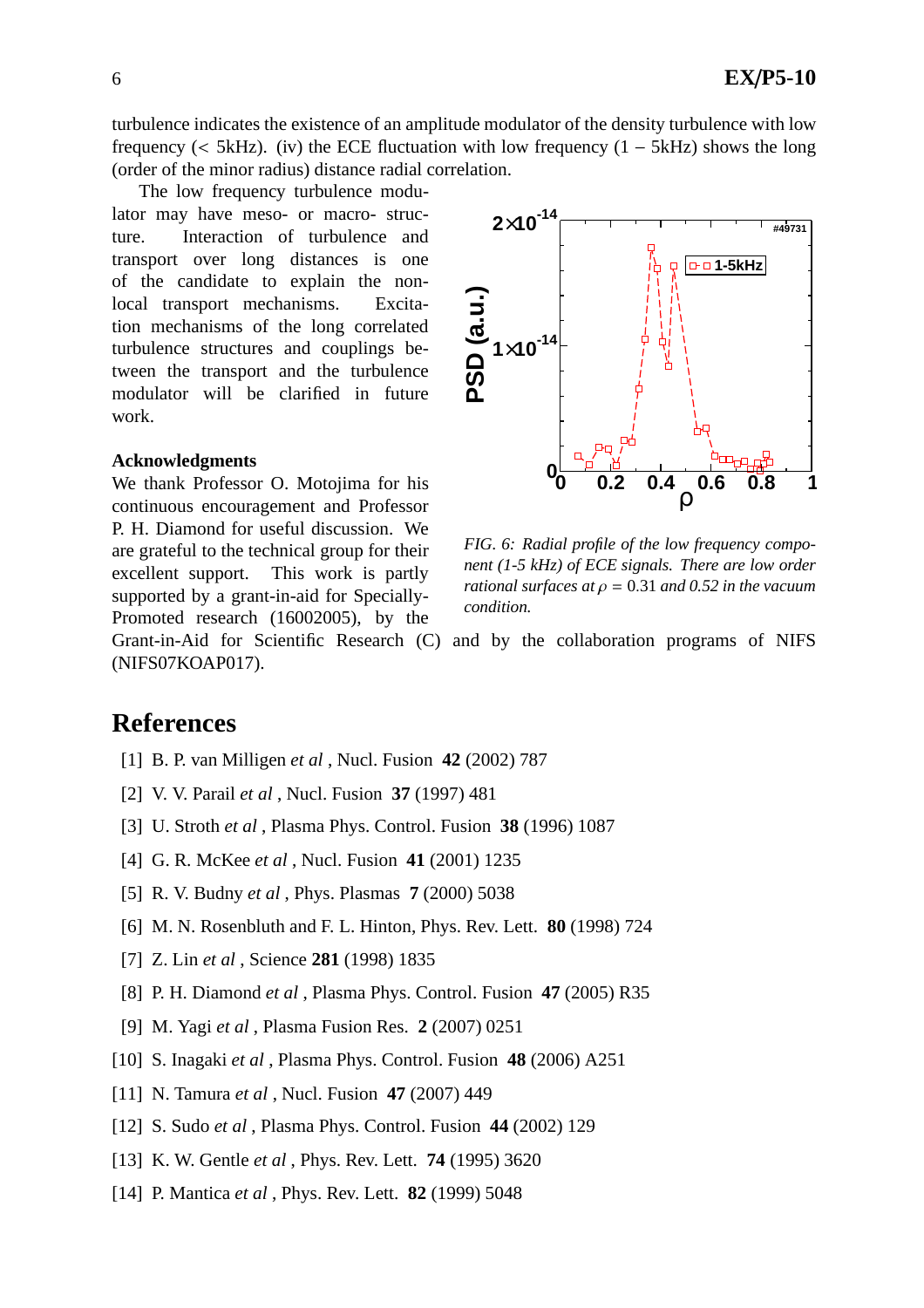turbulence indicates the existence of an amplitude modulator of the density turbulence with low frequency (< 5kHz). (iv) the ECE fluctuation with low frequency (1 − 5kHz) shows the long (order of the minor radius) distance radial correlation.

The low frequency turbulence modulator may have meso- or macro- structure. Interaction of turbulence and transport over long distances is one of the candidate to explain the non-local transport mechanisms. Excitation mechanisms of the long correlated turbulence structures and couplings between the transport and the turbulence modulator will be clarified in future work.

*FIG. 6: Radial profile of the low frequency component (1-5 kHz) of ECE signals. There are low order rational surfaces at* $\rho = 0.31$ *and 0.52 in the vacuum condition.*

### Acknowledgments

We thank Professor O. Motojima for his continuous encouragement and Professor P. H. Diamond for useful discussion. We are grateful to the technical group for their excellent support. This work is partly supported by a grant-in-aid for Specially-Promoted research (16002005), by the Grant-in-Aid for Scientific Research (C) and by the collaboration programs of NIFS (NIFS07KOAP017).

## References

[1] B. P. van Milligen *et al* , Nucl. Fusion **42** (2002) 787

[2] V. V. Parail *et al* , Nucl. Fusion **37** (1997) 481

[3] U. Stroth *et al* , Plasma Phys. Control. Fusion **38** (1996) 1087

[4] G. R. McKee *et al* , Nucl. Fusion **41** (2001) 1235

[5] R. V. Budny *et al* , Phys. Plasmas **7** (2000) 5038

[6] M. N. Rosenbluth and F. L. Hinton, Phys. Rev. Lett. **80** (1998) 724

[7] Z. Lin *et al* , Science **281** (1998) 1835

[8] P. H. Diamond *et al* , Plasma Phys. Control. Fusion **47** (2005) R35

[9] M. Yagi *et al* , Plasma Fusion Res. **2** (2007) 0251

[10] S. Inagaki *et al* , Plasma Phys. Control. Fusion **48** (2006) A251

[11] N. Tamura *et al* , Nucl. Fusion **47** (2007) 449

[12] S. Sudo *et al* , Plasma Phys. Control. Fusion **44** (2002) 129

[13] K. W. Gentle *et al* , Phys. Rev. Lett. **74** (1995) 3620

[14] P. Mantica *et al* , Phys. Rev. Lett. **82** (1999) 5048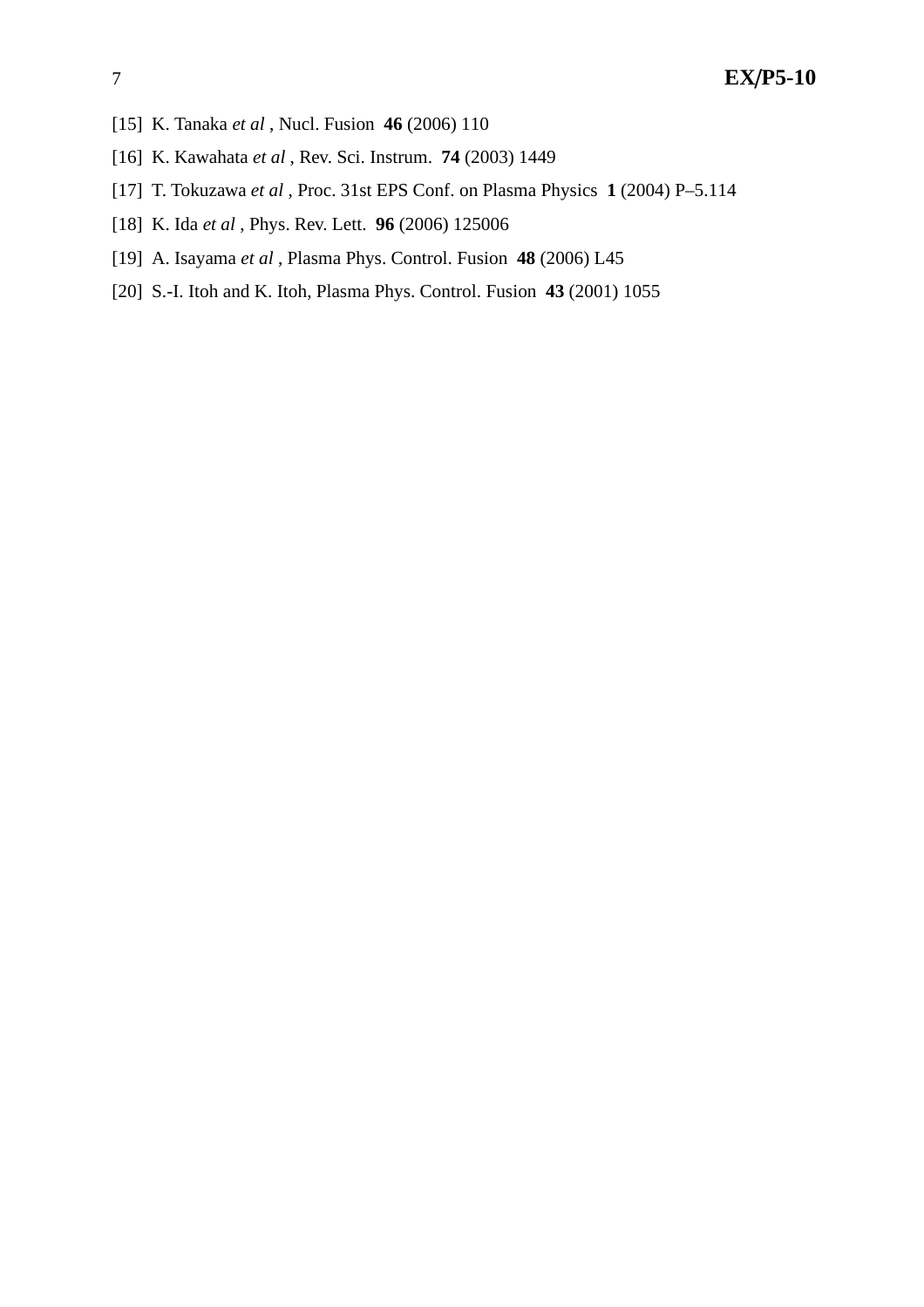[15] K. Tanaka *et al* , Nucl. Fusion **46** (2006) 110

[16] K. Kawahata *et al* , Rev. Sci. Instrum. **74** (2003) 1449

[17] T. Tokuzawa *et al* , Proc. 31st EPS Conf. on Plasma Physics **1** (2004) P–5.114

[18] K. Ida *et al* , Phys. Rev. Lett. **96** (2006) 125006

[19] A. Isayama *et al* , Plasma Phys. Control. Fusion **48** (2006) L45

[20] S.-I. Itoh and K. Itoh, Plasma Phys. Control. Fusion **43** (2001) 1055